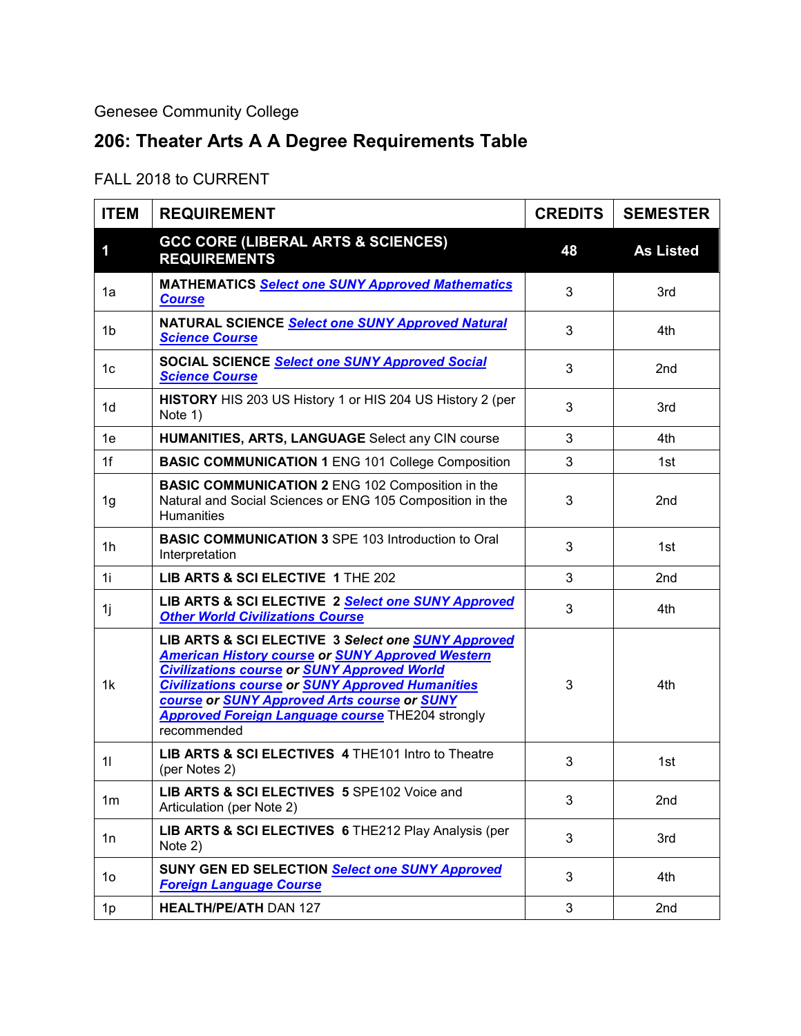Genesee Community College

# 206: Theater Arts A A Degree Requirements Table

FALL 2018 to CURRENT

| ITEM | REQUIREMENT | CREDITS | SEMESTER |
|---|---|---|---|
| **1** | **GCC CORE (LIBERAL ARTS & SCIENCES) REQUIREMENTS** | **48** | **As Listed** |
| 1a | **MATHEMATICS** ***Select one SUNY Approved Mathematics Course*** | 3 | 3rd |
| 1b | **NATURAL SCIENCE** ***Select one SUNY Approved Natural Science Course*** | 3 | 4th |
| 1c | **SOCIAL SCIENCE** ***Select one SUNY Approved Social Science Course*** | 3 | 2nd |
| 1d | **HISTORY** HIS 203 US History 1 or HIS 204 US History 2 (per Note 1) | 3 | 3rd |
| 1e | **HUMANITIES, ARTS, LANGUAGE** Select any CIN course | 3 | 4th |
| 1f | **BASIC COMMUNICATION 1** ENG 101 College Composition | 3 | 1st |
| 1g | **BASIC COMMUNICATION 2** ENG 102 Composition in the Natural and Social Sciences or ENG 105 Composition in the Humanities | 3 | 2nd |
| 1h | **BASIC COMMUNICATION 3** SPE 103 Introduction to Oral Interpretation | 3 | 1st |
| 1i | **LIB ARTS & SCI ELECTIVE 1** THE 202 | 3 | 2nd |
| 1j | **LIB ARTS & SCI ELECTIVE 2** ***Select one SUNY Approved Other World Civilizations Course*** | 3 | 4th |
| 1k | **LIB ARTS & SCI ELECTIVE 3** ***Select one SUNY Approved American History course or SUNY Approved Western Civilizations course or SUNY Approved World Civilizations course or SUNY Approved Humanities course or SUNY Approved Arts course or SUNY Approved Foreign Language course*** THE204 strongly recommended | 3 | 4th |
| 1l | **LIB ARTS & SCI ELECTIVES 4** THE101 Intro to Theatre (per Notes 2) | 3 | 1st |
| 1m | **LIB ARTS & SCI ELECTIVES 5** SPE102 Voice and Articulation (per Note 2) | 3 | 2nd |
| 1n | **LIB ARTS & SCI ELECTIVES 6** THE212 Play Analysis (per Note 2) | 3 | 3rd |
| 1o | **SUNY GEN ED SELECTION** ***Select one SUNY Approved Foreign Language Course*** | 3 | 4th |
| 1p | **HEALTH/PE/ATH** DAN 127 | 3 | 2nd |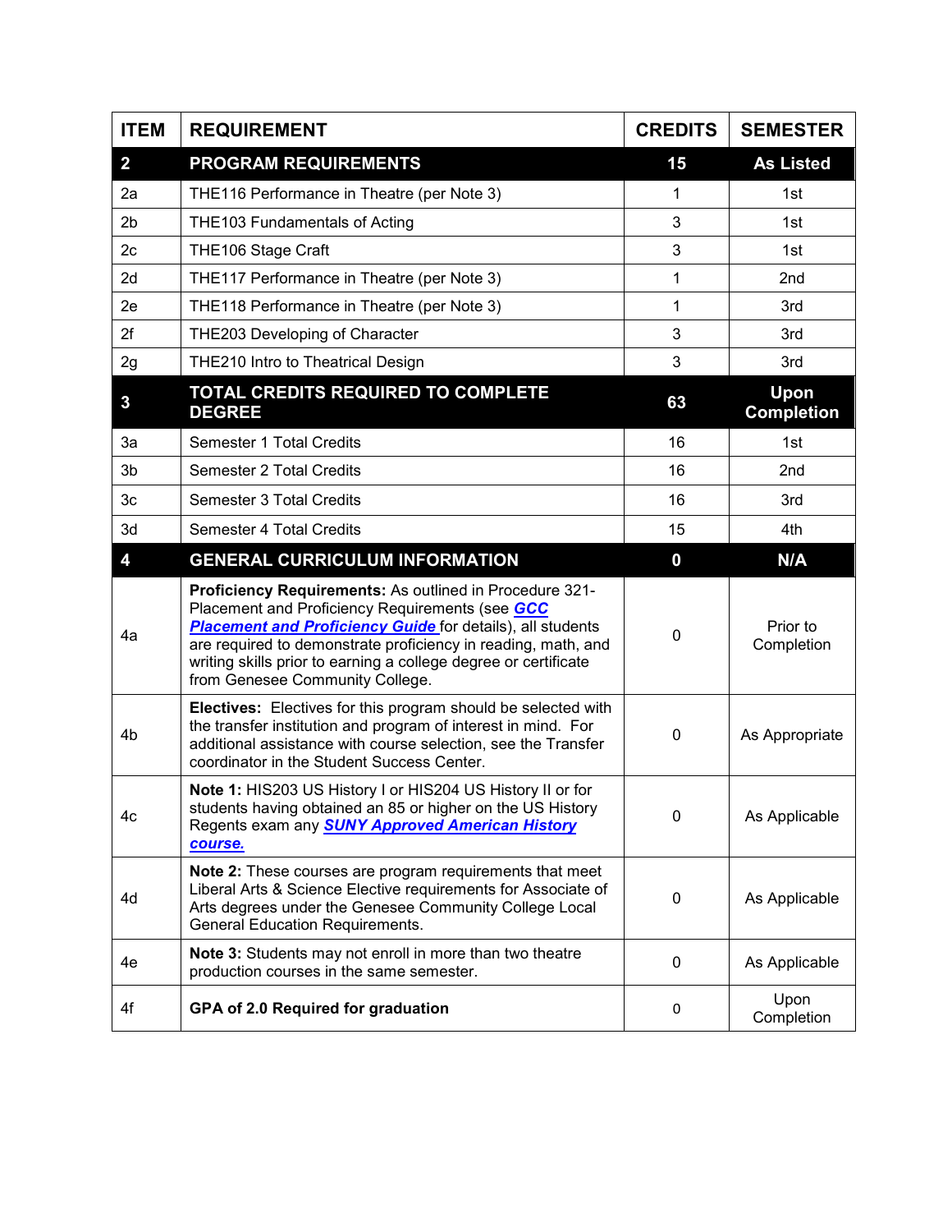| ITEM | REQUIREMENT | CREDITS | SEMESTER |
|---|---|---|---|
| **2** | **PROGRAM REQUIREMENTS** | **15** | **As Listed** |
| 2a | THE116 Performance in Theatre (per Note 3) | 1 | 1st |
| 2b | THE103 Fundamentals of Acting | 3 | 1st |
| 2c | THE106 Stage Craft | 3 | 1st |
| 2d | THE117 Performance in Theatre (per Note 3) | 1 | 2nd |
| 2e | THE118 Performance in Theatre (per Note 3) | 1 | 3rd |
| 2f | THE203 Developing of Character | 3 | 3rd |
| 2g | THE210 Intro to Theatrical Design | 3 | 3rd |
| **3** | **TOTAL CREDITS REQUIRED TO COMPLETE DEGREE** | **63** | **Upon Completion** |
| 3a | Semester 1 Total Credits | 16 | 1st |
| 3b | Semester 2 Total Credits | 16 | 2nd |
| 3c | Semester 3 Total Credits | 16 | 3rd |
| 3d | Semester 4 Total Credits | 15 | 4th |
| **4** | **GENERAL CURRICULUM INFORMATION** | **0** | **N/A** |
| 4a | **Proficiency Requirements:** As outlined in Procedure 321-Placement and Proficiency Requirements (see ***GCC Placement and Proficiency Guide*** for details), all students are required to demonstrate proficiency in reading, math, and writing skills prior to earning a college degree or certificate from Genesee Community College. | 0 | Prior to Completion |
| 4b | **Electives:** Electives for this program should be selected with the transfer institution and program of interest in mind. For additional assistance with course selection, see the Transfer coordinator in the Student Success Center. | 0 | As Appropriate |
| 4c | **Note 1:** HIS203 US History I or HIS204 US History II or for students having obtained an 85 or higher on the US History Regents exam any ***SUNY Approved American History course.*** | 0 | As Applicable |
| 4d | **Note 2:** These courses are program requirements that meet Liberal Arts & Science Elective requirements for Associate of Arts degrees under the Genesee Community College Local General Education Requirements. | 0 | As Applicable |
| 4e | **Note 3:** Students may not enroll in more than two theatre production courses in the same semester. | 0 | As Applicable |
| 4f | **GPA of 2.0 Required for graduation** | 0 | Upon Completion |